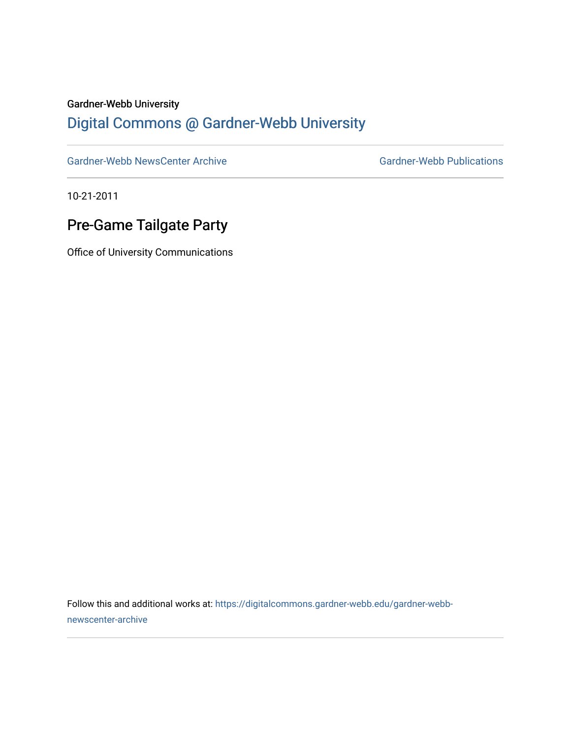Gardner-Webb University

# Digital Commons @ Gardner-Webb University

Gardner-Webb NewsCenter Archive

Gardner-Webb Publications

10-21-2011

## Pre-Game Tailgate Party

Office of University Communications

Follow this and additional works at: https://digitalcommons.gardner-webb.edu/gardner-webb-newscenter-archive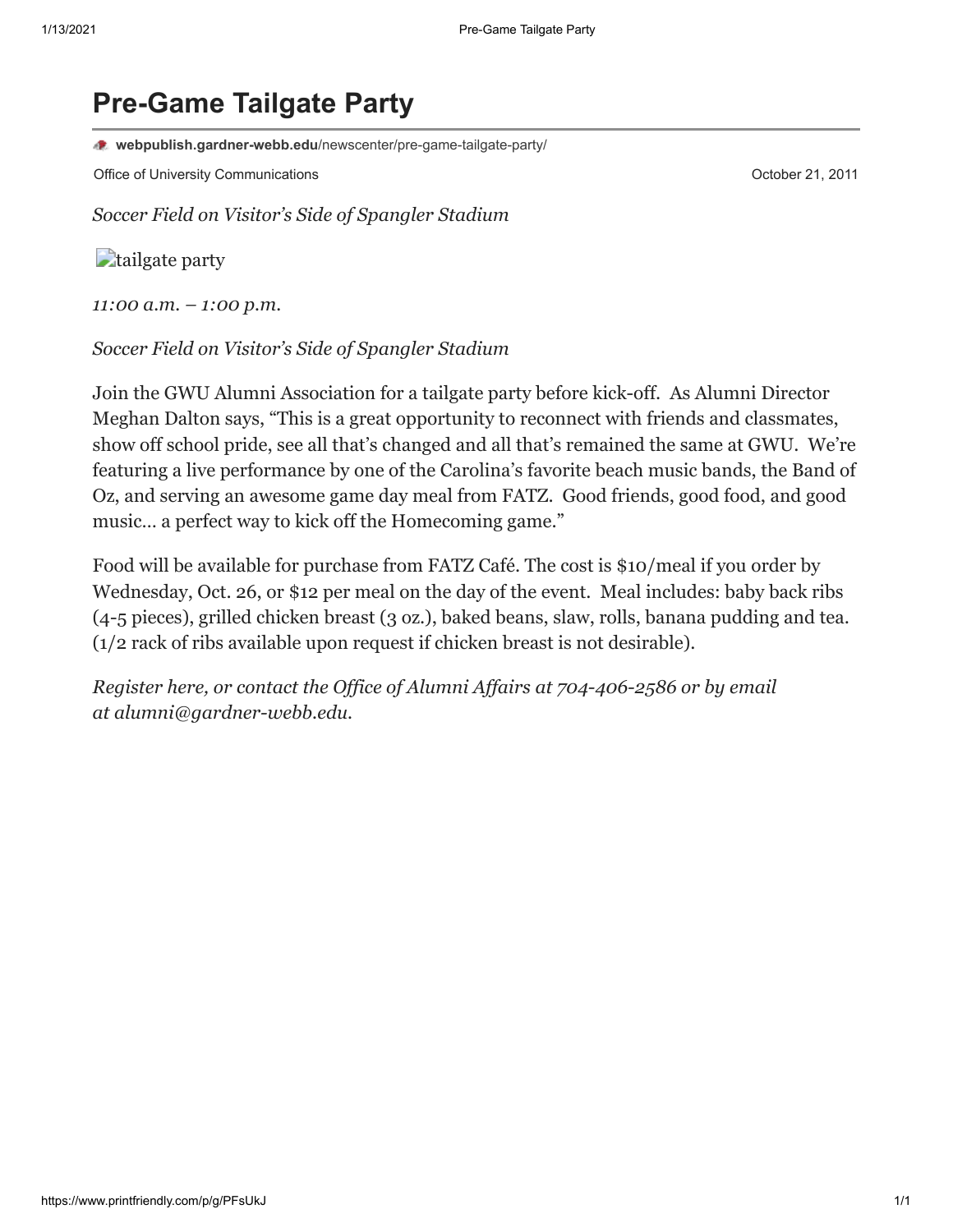# Pre-Game Tailgate Party

webpublish.gardner-webb.edu/newscenter/pre-game-tailgate-party/

Office of University Communications

October 21, 2011

*Soccer Field on Visitor's Side of Spangler Stadium*

tailgate party

*11:00 a.m. – 1:00 p.m.*

*Soccer Field on Visitor's Side of Spangler Stadium*

Join the GWU Alumni Association for a tailgate party before kick-off. As Alumni Director Meghan Dalton says, "This is a great opportunity to reconnect with friends and classmates, show off school pride, see all that's changed and all that's remained the same at GWU. We're featuring a live performance by one of the Carolina's favorite beach music bands, the Band of Oz, and serving an awesome game day meal from FATZ. Good friends, good food, and good music… a perfect way to kick off the Homecoming game."

Food will be available for purchase from FATZ Café. The cost is $10/meal if you order by Wednesday, Oct. 26, or $12 per meal on the day of the event. Meal includes: baby back ribs (4-5 pieces), grilled chicken breast (3 oz.), baked beans, slaw, rolls, banana pudding and tea. (1/2 rack of ribs available upon request if chicken breast is not desirable).

*Register here, or contact the Office of Alumni Affairs at 704-406-2586 or by email at alumni@gardner-webb.edu.*